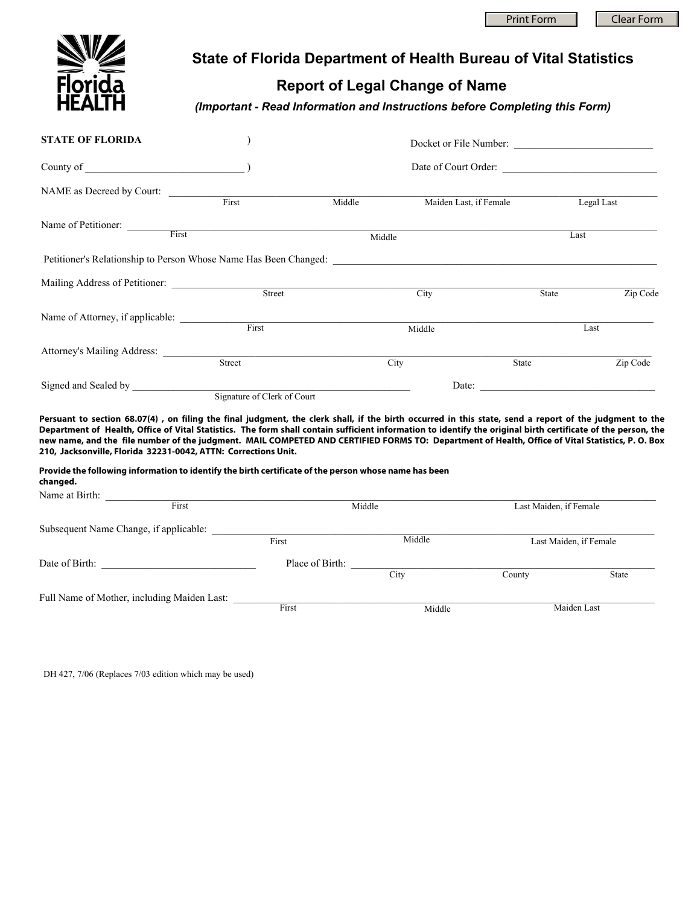Print Form Clear Form

# State of Florida Department of Health Bureau of Vital Statistics

## Report of Legal Change of Name

***(Important - Read Information and Instructions before Completing this Form)***

**STATE OF FLORIDA** )

County of ______________________________ )

Docket or File Number: __________________________

Date of Court Order: ______________________________

NAME as Decreed by Court: ______________________________________________________________
First Middle Maiden Last, if Female Legal Last

Name of Petitioner: ______________________________________________________________
First Middle Last

Petitioner's Relationship to Person Whose Name Has Been Changed: ______________________________

Mailing Address of Petitioner: ______________________________________________________________
Street City State Zip Code

Name of Attorney, if applicable: ______________________________________________________________
First Middle Last

Attorney's Mailing Address: ______________________________________________________________
Street City State Zip Code

Signed and Sealed by ______________________________________________ Date: ______________________
Signature of Clerk of Court

**Persuant to section 68.07(4) , on filing the final judgment, the clerk shall, if the birth occurred in this state, send a report of the judgment to the Department of Health, Office of Vital Statistics. The form shall contain sufficient information to identify the original birth certificate of the person, the new name, and the file number of the judgment. MAIL COMPETED AND CERTIFIED FORMS TO: Department of Health, Office of Vital Statistics, P. O. Box 210, Jacksonville, Florida 32231-0042, ATTN: Corrections Unit.**

**Provide the following information to identify the birth certificate of the person whose name has been changed.**

Name at Birth: ______________________________________________________________
First Middle Last Maiden, if Female

Subsequent Name Change, if applicable: ______________________________________________________________
First Middle Last Maiden, if Female

Date of Birth: ______________________________ Place of Birth: ______________________________________________
City County State

Full Name of Mother, including Maiden Last: ______________________________________________________________
First Middle Maiden Last

DH 427, 7/06 (Replaces 7/03 edition which may be used)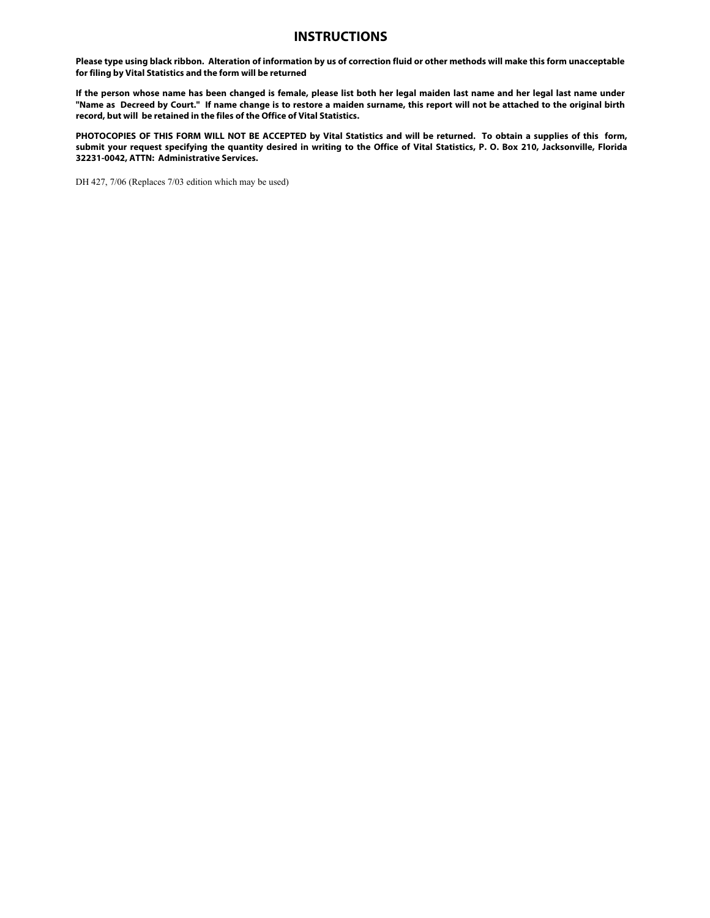# INSTRUCTIONS

**Please type using black ribbon. Alteration of information by us of correction fluid or other methods will make this form unacceptable for filing by Vital Statistics and the form will be returned**

**If the person whose name has been changed is female, please list both her legal maiden last name and her legal last name under "Name as Decreed by Court." If name change is to restore a maiden surname, this report will not be attached to the original birth record, but will be retained in the files of the Office of Vital Statistics.**

**PHOTOCOPIES OF THIS FORM WILL NOT BE ACCEPTED by Vital Statistics and will be returned. To obtain a supplies of this form, submit your request specifying the quantity desired in writing to the Office of Vital Statistics, P. O. Box 210, Jacksonville, Florida 32231-0042, ATTN: Administrative Services.**

DH 427, 7/06 (Replaces 7/03 edition which may be used)